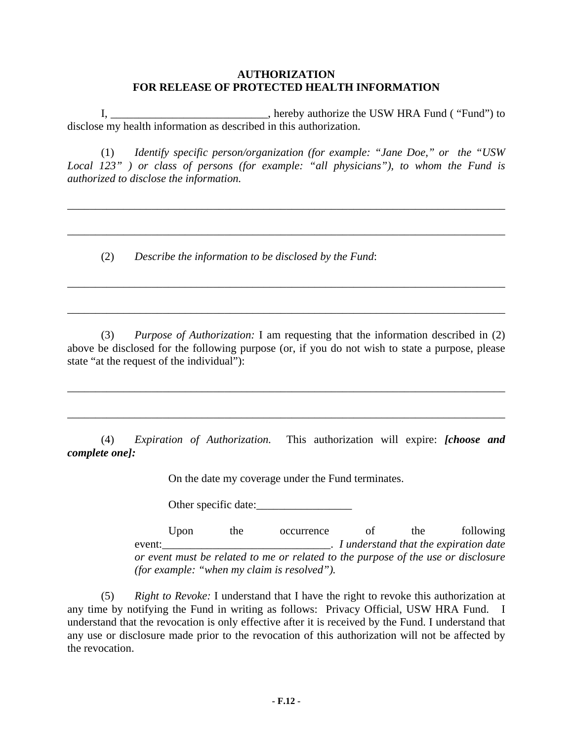**AUTHORIZATION**
**FOR RELEASE OF PROTECTED HEALTH INFORMATION**

I, ____________________________, hereby authorize the USW HRA Fund ( "Fund") to disclose my health information as described in this authorization.

(1) *Identify specific person/organization (for example: "Jane Doe," or the "USW Local 123" ) or class of persons (for example: "all physicians"), to whom the Fund is authorized to disclose the information.*

________________________________________________________________________________

________________________________________________________________________________

(2) *Describe the information to be disclosed by the Fund*:

________________________________________________________________________________

________________________________________________________________________________

(3) *Purpose of Authorization:* I am requesting that the information described in (2) above be disclosed for the following purpose (or, if you do not wish to state a purpose, please state "at the request of the individual"):

________________________________________________________________________________

________________________________________________________________________________

(4) *Expiration of Authorization.* This authorization will expire: ***[choose and complete one]:***

On the date my coverage under the Fund terminates.

Other specific date:_________________

Upon the occurrence of the following event:______________________________. *I understand that the expiration date or event must be related to me or related to the purpose of the use or disclosure (for example: "when my claim is resolved").*

(5) *Right to Revoke:* I understand that I have the right to revoke this authorization at any time by notifying the Fund in writing as follows: Privacy Official, USW HRA Fund. I understand that the revocation is only effective after it is received by the Fund. I understand that any use or disclosure made prior to the revocation of this authorization will not be affected by the revocation.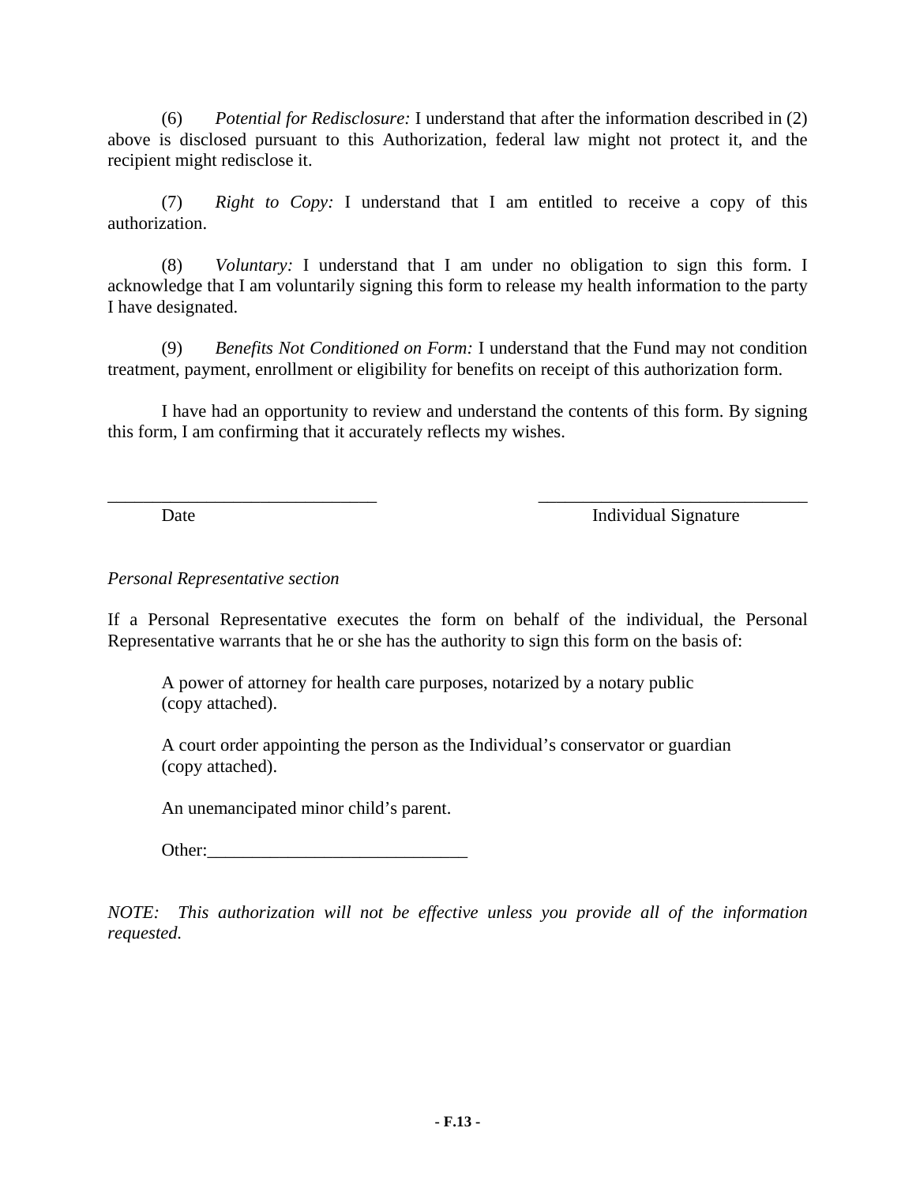(6) *Potential for Redisclosure:* I understand that after the information described in (2) above is disclosed pursuant to this Authorization, federal law might not protect it, and the recipient might redisclose it.

(7) *Right to Copy:* I understand that I am entitled to receive a copy of this authorization.

(8) *Voluntary:* I understand that I am under no obligation to sign this form. I acknowledge that I am voluntarily signing this form to release my health information to the party I have designated.

(9) *Benefits Not Conditioned on Form:* I understand that the Fund may not condition treatment, payment, enrollment or eligibility for benefits on receipt of this authorization form.

I have had an opportunity to review and understand the contents of this form. By signing this form, I am confirming that it accurately reflects my wishes.

______________________________ ______________________________

Date Individual Signature

*Personal Representative section*

If a Personal Representative executes the form on behalf of the individual, the Personal Representative warrants that he or she has the authority to sign this form on the basis of:

A power of attorney for health care purposes, notarized by a notary public (copy attached).

A court order appointing the person as the Individual's conservator or guardian (copy attached).

An unemancipated minor child's parent.

Other:_____________________________

*NOTE: This authorization will not be effective unless you provide all of the information requested.*